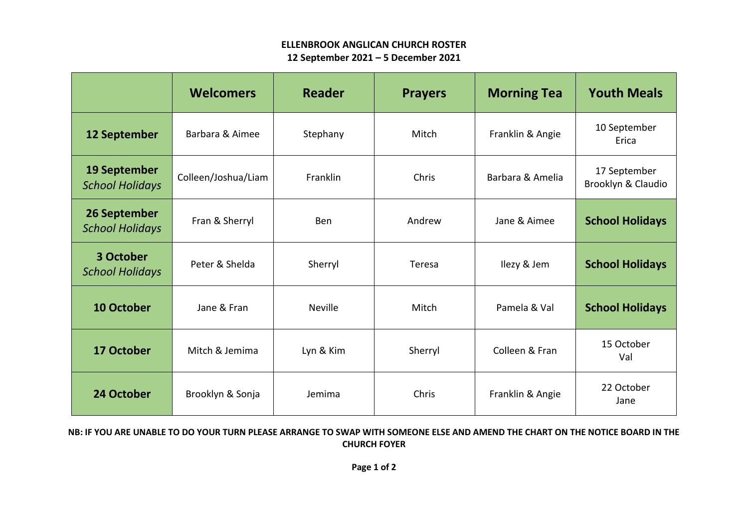**ELLENBROOK ANGLICAN CHURCH ROSTER**
**12 September 2021 – 5 December 2021**

| | Welcomers | Reader | Prayers | Morning Tea | Youth Meals |
|---|---|---|---|---|---|
| **12 September** | Barbara & Aimee | Stephany | Mitch | Franklin & Angie | 10 September Erica |
| **19 September** *School Holidays* | Colleen/Joshua/Liam | Franklin | Chris | Barbara & Amelia | 17 September Brooklyn & Claudio |
| **26 September** *School Holidays* | Fran & Sherryl | Ben | Andrew | Jane & Aimee | **School Holidays** |
| **3 October** *School Holidays* | Peter & Shelda | Sherryl | Teresa | Ilezy & Jem | **School Holidays** |
| **10 October** | Jane & Fran | Neville | Mitch | Pamela & Val | **School Holidays** |
| **17 October** | Mitch & Jemima | Lyn & Kim | Sherryl | Colleen & Fran | 15 October Val |
| **24 October** | Brooklyn & Sonja | Jemima | Chris | Franklin & Angie | 22 October Jane |

**NB: IF YOU ARE UNABLE TO DO YOUR TURN PLEASE ARRANGE TO SWAP WITH SOMEONE ELSE AND AMEND THE CHART ON THE NOTICE BOARD IN THE CHURCH FOYER**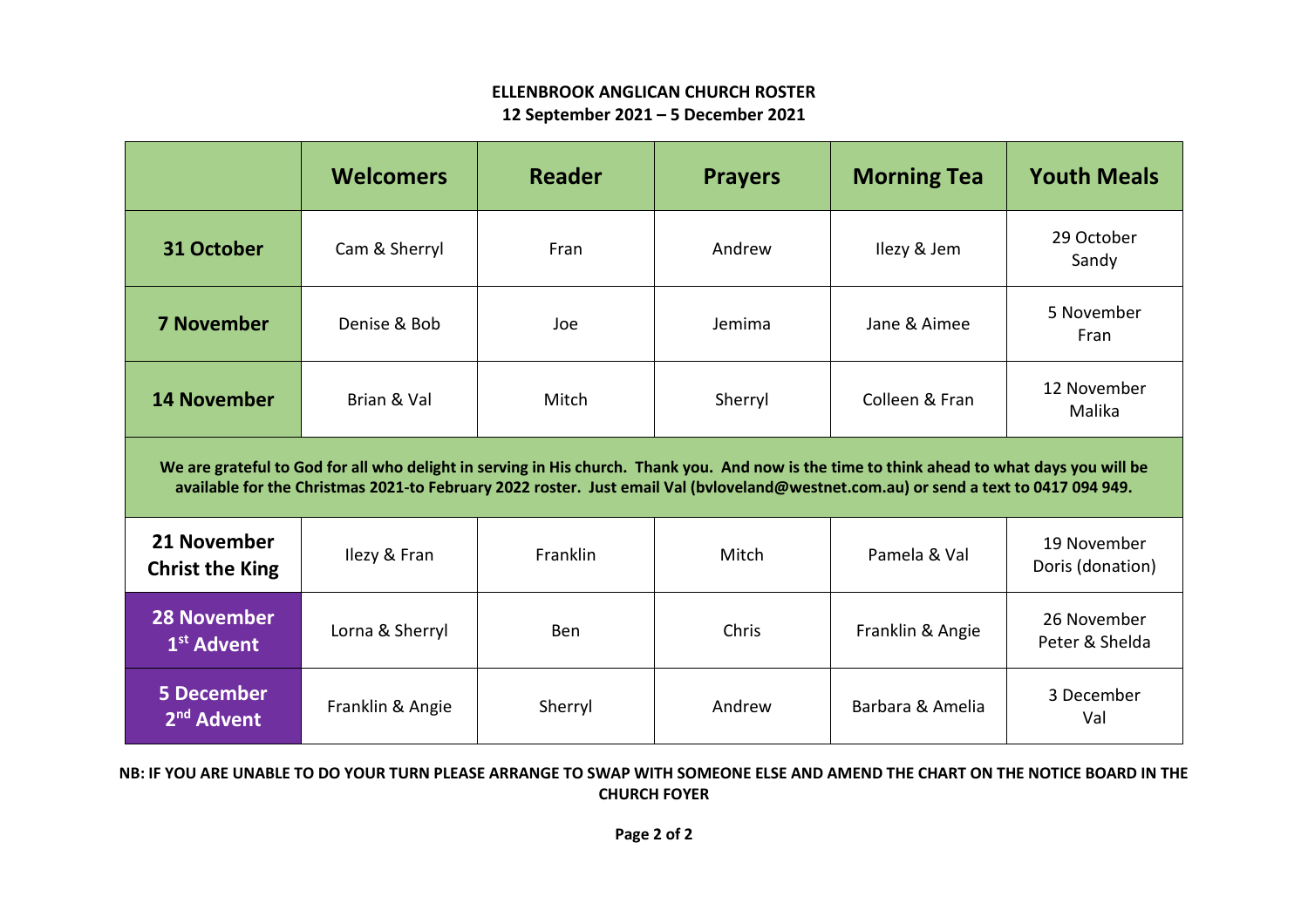**ELLENBROOK ANGLICAN CHURCH ROSTER**
**12 September 2021 – 5 December 2021**

| | Welcomers | Reader | Prayers | Morning Tea | Youth Meals |
|---|---|---|---|---|---|
| **31 October** | Cam & Sherryl | Fran | Andrew | Ilezy & Jem | 29 October Sandy |
| **7 November** | Denise & Bob | Joe | Jemima | Jane & Aimee | 5 November Fran |
| **14 November** | Brian & Val | Mitch | Sherryl | Colleen & Fran | 12 November Malika |
| **We are grateful to God for all who delight in serving in His church. Thank you. And now is the time to think ahead to what days you will be available for the Christmas 2021-to February 2022 roster. Just email Val (bvloveland@westnet.com.au) or send a text to 0417 094 949.** | | | | | |
| **21 November Christ the King** | Ilezy & Fran | Franklin | Mitch | Pamela & Val | 19 November Doris (donation) |
| **28 November 1st Advent** | Lorna & Sherryl | Ben | Chris | Franklin & Angie | 26 November Peter & Shelda |
| **5 December 2nd Advent** | Franklin & Angie | Sherryl | Andrew | Barbara & Amelia | 3 December Val |

**NB: IF YOU ARE UNABLE TO DO YOUR TURN PLEASE ARRANGE TO SWAP WITH SOMEONE ELSE AND AMEND THE CHART ON THE NOTICE BOARD IN THE CHURCH FOYER**